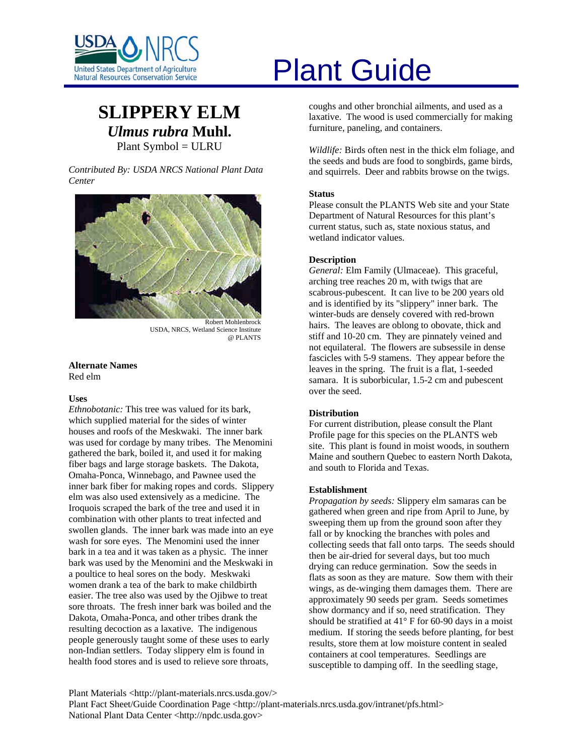Plant Guide

# SLIPPERY ELM

## *Ulmus rubra* Muhl.

Plant Symbol = ULRU

*Contributed By: USDA NRCS National Plant Data Center*

Robert Mohlenbrock
USDA, NRCS, Wetland Science Institute
@ PLANTS

### Alternate Names

Red elm

### Uses

*Ethnobotanic:* This tree was valued for its bark, which supplied material for the sides of winter houses and roofs of the Meskwaki. The inner bark was used for cordage by many tribes. The Menomini gathered the bark, boiled it, and used it for making fiber bags and large storage baskets. The Dakota, Omaha-Ponca, Winnebago, and Pawnee used the inner bark fiber for making ropes and cords. Slippery elm was also used extensively as a medicine. The Iroquois scraped the bark of the tree and used it in combination with other plants to treat infected and swollen glands. The inner bark was made into an eye wash for sore eyes. The Menomini used the inner bark in a tea and it was taken as a physic. The inner bark was used by the Menomini and the Meskwaki in a poultice to heal sores on the body. Meskwaki women drank a tea of the bark to make childbirth easier. The tree also was used by the Ojibwe to treat sore throats. The fresh inner bark was boiled and the Dakota, Omaha-Ponca, and other tribes drank the resulting decoction as a laxative. The indigenous people generously taught some of these uses to early non-Indian settlers. Today slippery elm is found in health food stores and is used to relieve sore throats, coughs and other bronchial ailments, and used as a laxative. The wood is used commercially for making furniture, paneling, and containers.

*Wildlife:* Birds often nest in the thick elm foliage, and the seeds and buds are food to songbirds, game birds, and squirrels. Deer and rabbits browse on the twigs.

### Status

Please consult the PLANTS Web site and your State Department of Natural Resources for this plant's current status, such as, state noxious status, and wetland indicator values.

### Description

*General:* Elm Family (Ulmaceae). This graceful, arching tree reaches 20 m, with twigs that are scabrous-pubescent. It can live to be 200 years old and is identified by its "slippery" inner bark. The winter-buds are densely covered with red-brown hairs. The leaves are oblong to obovate, thick and stiff and 10-20 cm. They are pinnately veined and not equilateral. The flowers are subsessile in dense fascicles with 5-9 stamens. They appear before the leaves in the spring. The fruit is a flat, 1-seeded samara. It is suborbicular, 1.5-2 cm and pubescent over the seed.

### Distribution

For current distribution, please consult the Plant Profile page for this species on the PLANTS web site. This plant is found in moist woods, in southern Maine and southern Quebec to eastern North Dakota, and south to Florida and Texas.

### Establishment

*Propagation by seeds:* Slippery elm samaras can be gathered when green and ripe from April to June, by sweeping them up from the ground soon after they fall or by knocking the branches with poles and collecting seeds that fall onto tarps. The seeds should then be air-dried for several days, but too much drying can reduce germination. Sow the seeds in flats as soon as they are mature. Sow them with their wings, as de-winging them damages them. There are approximately 90 seeds per gram. Seeds sometimes show dormancy and if so, need stratification. They should be stratified at 41° F for 60-90 days in a moist medium. If storing the seeds before planting, for best results, store them at low moisture content in sealed containers at cool temperatures. Seedlings are susceptible to damping off. In the seedling stage,

Plant Materials <http://plant-materials.nrcs.usda.gov/>
Plant Fact Sheet/Guide Coordination Page <http://plant-materials.nrcs.usda.gov/intranet/pfs.html>
National Plant Data Center <http://npdc.usda.gov>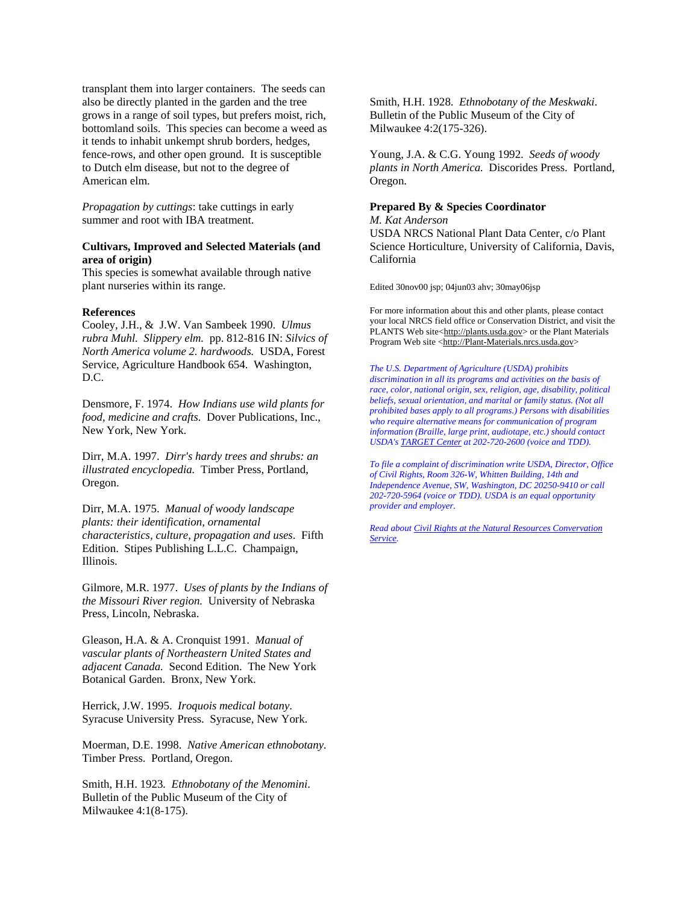transplant them into larger containers. The seeds can also be directly planted in the garden and the tree grows in a range of soil types, but prefers moist, rich, bottomland soils. This species can become a weed as it tends to inhabit unkempt shrub borders, hedges, fence-rows, and other open ground. It is susceptible to Dutch elm disease, but not to the degree of American elm.

*Propagation by cuttings*: take cuttings in early summer and root with IBA treatment.

**Cultivars, Improved and Selected Materials (and area of origin)**

This species is somewhat available through native plant nurseries within its range.

**References**

Cooley, J.H., & J.W. Van Sambeek 1990. *Ulmus rubra Muhl. Slippery elm.* pp. 812-816 IN: *Silvics of North America volume 2. hardwoods.* USDA, Forest Service, Agriculture Handbook 654. Washington, D.C.

Densmore, F. 1974. *How Indians use wild plants for food, medicine and crafts.* Dover Publications, Inc., New York, New York.

Dirr, M.A. 1997. *Dirr's hardy trees and shrubs: an illustrated encyclopedia.* Timber Press, Portland, Oregon.

Dirr, M.A. 1975. *Manual of woody landscape plants: their identification, ornamental characteristics, culture, propagation and uses*. Fifth Edition. Stipes Publishing L.L.C. Champaign, Illinois.

Gilmore, M.R. 1977. *Uses of plants by the Indians of the Missouri River region.* University of Nebraska Press, Lincoln, Nebraska.

Gleason, H.A. & A. Cronquist 1991. *Manual of vascular plants of Northeastern United States and adjacent Canada.* Second Edition. The New York Botanical Garden. Bronx, New York.

Herrick, J.W. 1995. *Iroquois medical botany.* Syracuse University Press. Syracuse, New York.

Moerman, D.E. 1998. *Native American ethnobotany.* Timber Press. Portland, Oregon.

Smith, H.H. 1923. *Ethnobotany of the Menomini*. Bulletin of the Public Museum of the City of Milwaukee 4:1(8-175).

Smith, H.H. 1928. *Ethnobotany of the Meskwaki*. Bulletin of the Public Museum of the City of Milwaukee 4:2(175-326).

Young, J.A. & C.G. Young 1992. *Seeds of woody plants in North America.* Discorides Press. Portland, Oregon.

**Prepared By & Species Coordinator**

*M. Kat Anderson*
USDA NRCS National Plant Data Center, c/o Plant Science Horticulture, University of California, Davis, California

Edited 30nov00 jsp; 04jun03 ahv; 30may06jsp

For more information about this and other plants, please contact your local NRCS field office or Conservation District, and visit the PLANTS Web site<http://plants.usda.gov> or the Plant Materials Program Web site <http://Plant-Materials.nrcs.usda.gov>

*The U.S. Department of Agriculture (USDA) prohibits discrimination in all its programs and activities on the basis of race, color, national origin, sex, religion, age, disability, political beliefs, sexual orientation, and marital or family status. (Not all prohibited bases apply to all programs.) Persons with disabilities who require alternative means for communication of program information (Braille, large print, audiotape, etc.) should contact USDA's TARGET Center at 202-720-2600 (voice and TDD).*

*To file a complaint of discrimination write USDA, Director, Office of Civil Rights, Room 326-W, Whitten Building, 14th and Independence Avenue, SW, Washington, DC 20250-9410 or call 202-720-5964 (voice or TDD). USDA is an equal opportunity provider and employer.*

*Read about Civil Rights at the Natural Resources Convervation Service.*